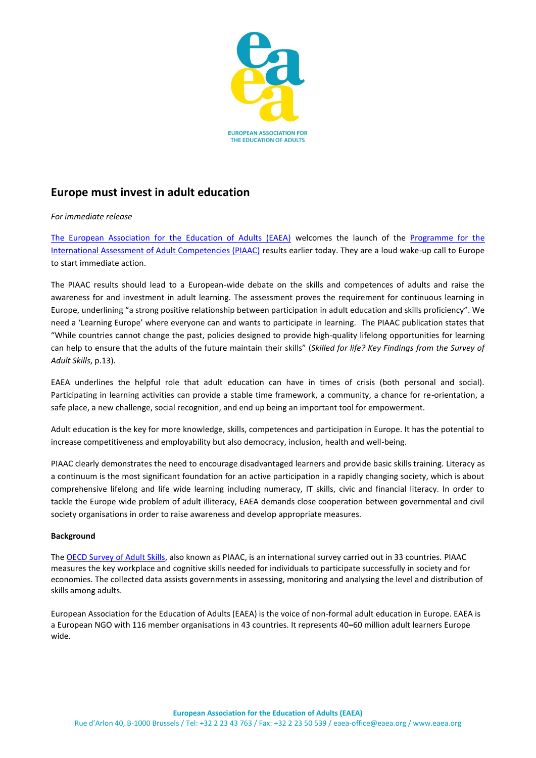EUROPEAN ASSOCIATION FOR THE EDUCATION OF ADULTS

# Europe must invest in adult education

*For immediate release*

The European Association for the Education of Adults (EAEA) welcomes the launch of the Programme for the International Assessment of Adult Competencies (PIAAC) results earlier today. They are a loud wake-up call to Europe to start immediate action.

The PIAAC results should lead to a European-wide debate on the skills and competences of adults and raise the awareness for and investment in adult learning. The assessment proves the requirement for continuous learning in Europe, underlining "a strong positive relationship between participation in adult education and skills proficiency". We need a 'Learning Europe' where everyone can and wants to participate in learning. The PIAAC publication states that "While countries cannot change the past, policies designed to provide high-quality lifelong opportunities for learning can help to ensure that the adults of the future maintain their skills" (*Skilled for life? Key Findings from the Survey of Adult Skills*, p.13).

EAEA underlines the helpful role that adult education can have in times of crisis (both personal and social). Participating in learning activities can provide a stable time framework, a community, a chance for re-orientation, a safe place, a new challenge, social recognition, and end up being an important tool for empowerment.

Adult education is the key for more knowledge, skills, competences and participation in Europe. It has the potential to increase competitiveness and employability but also democracy, inclusion, health and well-being.

PIAAC clearly demonstrates the need to encourage disadvantaged learners and provide basic skills training. Literacy as a continuum is the most significant foundation for an active participation in a rapidly changing society, which is about comprehensive lifelong and life wide learning including numeracy, IT skills, civic and financial literacy. In order to tackle the Europe wide problem of adult illiteracy, EAEA demands close cooperation between governmental and civil society organisations in order to raise awareness and develop appropriate measures.

**Background**

The OECD Survey of Adult Skills, also known as PIAAC, is an international survey carried out in 33 countries. PIAAC measures the key workplace and cognitive skills needed for individuals to participate successfully in society and for economies. The collected data assists governments in assessing, monitoring and analysing the level and distribution of skills among adults.

European Association for the Education of Adults (EAEA) is the voice of non-formal adult education in Europe. EAEA is a European NGO with 116 member organisations in 43 countries. It represents 40–60 million adult learners Europe wide.

**European Association for the Education of Adults (EAEA)**
Rue d'Arlon 40, B-1000 Brussels / Tel: +32 2 23 43 763 / Fax: +32 2 23 50 539 / eaea-office@eaea.org / www.eaea.org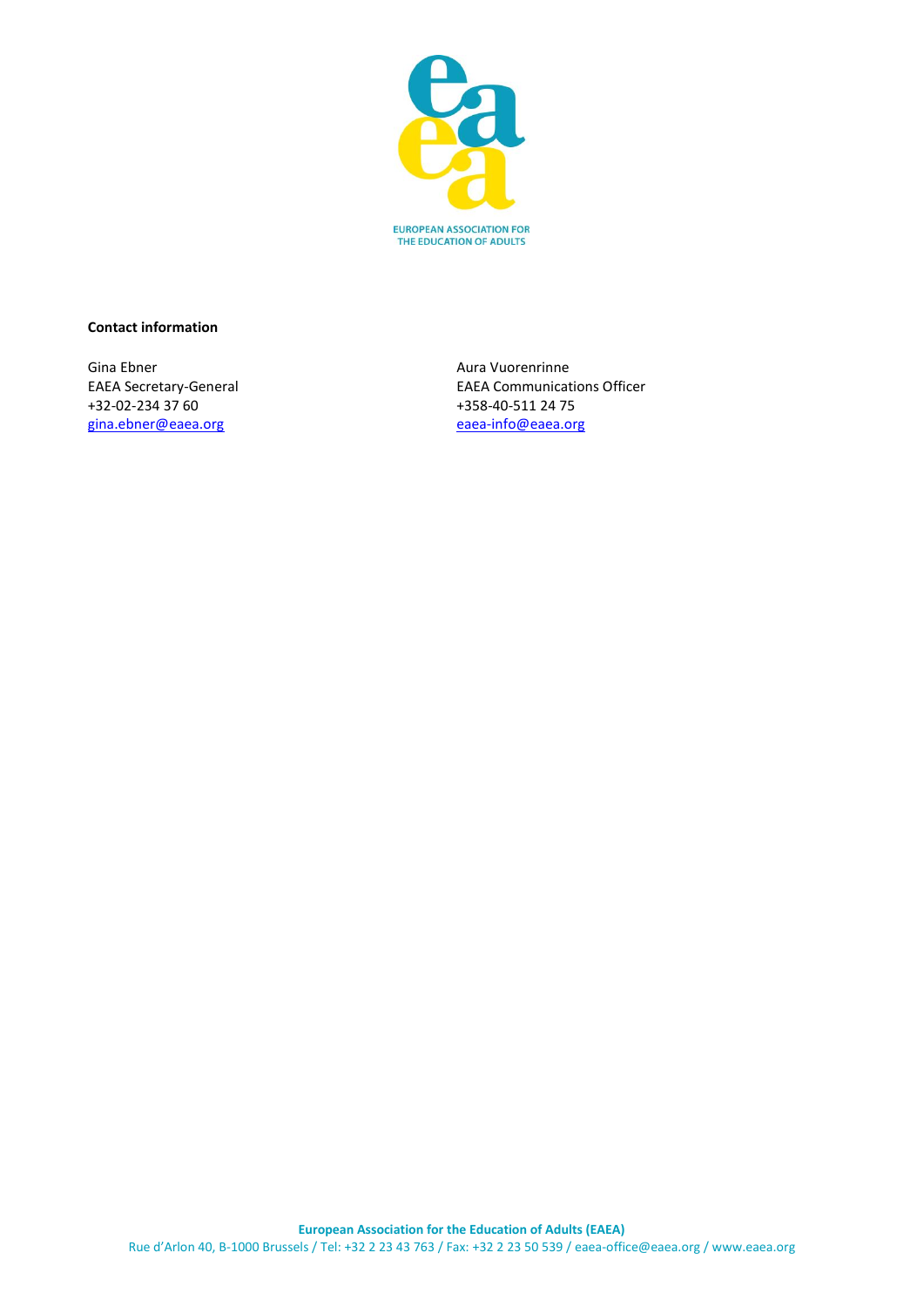**Contact information**

Gina Ebner
EAEA Secretary-General
+32-02-234 37 60
gina.ebner@eaea.org

Aura Vuorenrinne
EAEA Communications Officer
+358-40-511 24 75
eaea-info@eaea.org